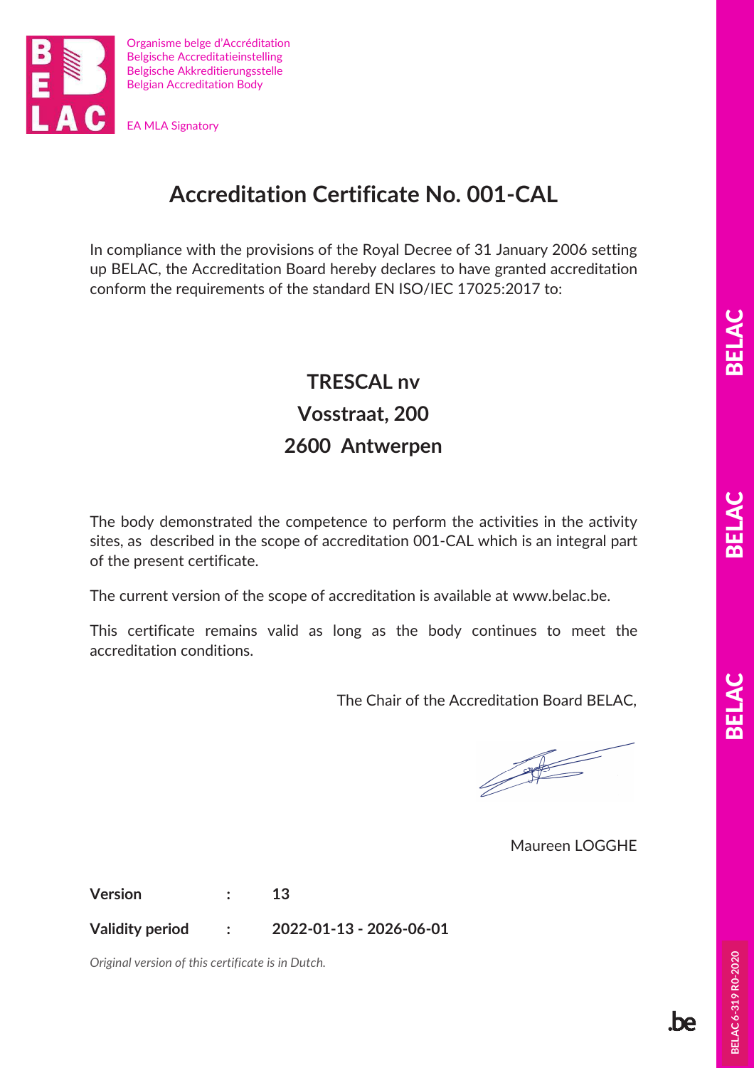Organisme belge d'Accréditation
Belgische Accreditatieinstelling
Belgische Akkreditierungsstelle
Belgian Accreditation Body

EA MLA Signatory

# Accreditation Certificate No. 001-CAL

In compliance with the provisions of the Royal Decree of 31 January 2006 setting up BELAC, the Accreditation Board hereby declares to have granted accreditation conform the requirements of the standard EN ISO/IEC 17025:2017 to:

**TRESCAL nv**
**Vosstraat, 200**
**2600 Antwerpen**

The body demonstrated the competence to perform the activities in the activity sites, as described in the scope of accreditation 001-CAL which is an integral part of the present certificate.

The current version of the scope of accreditation is available at www.belac.be.

This certificate remains valid as long as the body continues to meet the accreditation conditions.

The Chair of the Accreditation Board BELAC,

Maureen LOGGHE

**Version** : **13**

**Validity period** : **2022-01-13 - 2026-06-01**

*Original version of this certificate is in Dutch.*

BELAC 6-319 R0-2020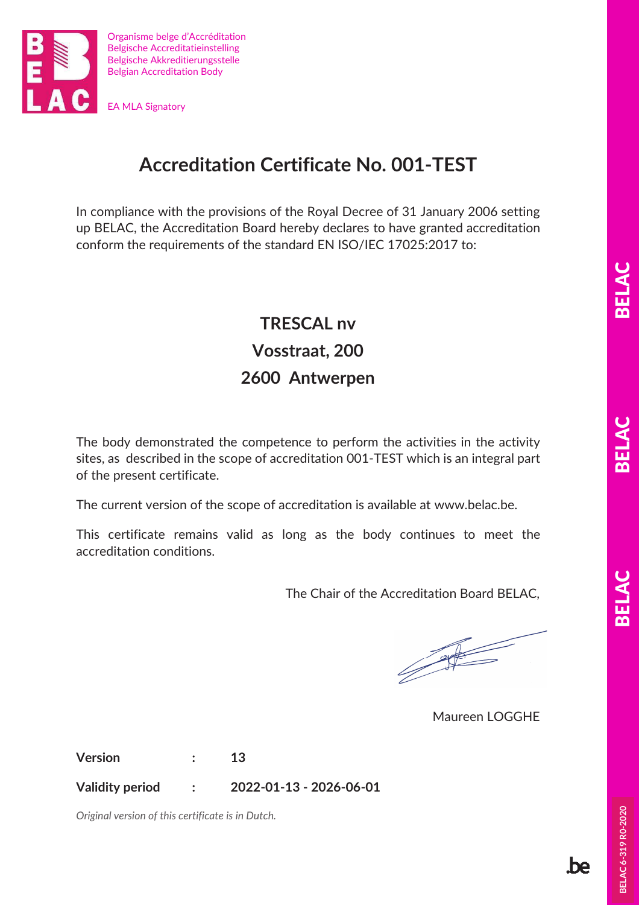Organisme belge d'Accréditation
Belgische Accreditatieinstelling
Belgische Akkreditierungsstelle
Belgian Accreditation Body

EA MLA Signatory

# Accreditation Certificate No. 001-TEST

In compliance with the provisions of the Royal Decree of 31 January 2006 setting up BELAC, the Accreditation Board hereby declares to have granted accreditation conform the requirements of the standard EN ISO/IEC 17025:2017 to:

**TRESCAL nv**

**Vosstraat, 200**

**2600 Antwerpen**

The body demonstrated the competence to perform the activities in the activity sites, as described in the scope of accreditation 001-TEST which is an integral part of the present certificate.

The current version of the scope of accreditation is available at www.belac.be.

This certificate remains valid as long as the body continues to meet the accreditation conditions.

The Chair of the Accreditation Board BELAC,

Maureen LOGGHE

| | | |
|---|---|---|
| **Version** | : | **13** |
| **Validity period** | : | **2022-01-13 - 2026-06-01** |

*Original version of this certificate is in Dutch.*

BELAC 6-319 R0-2020